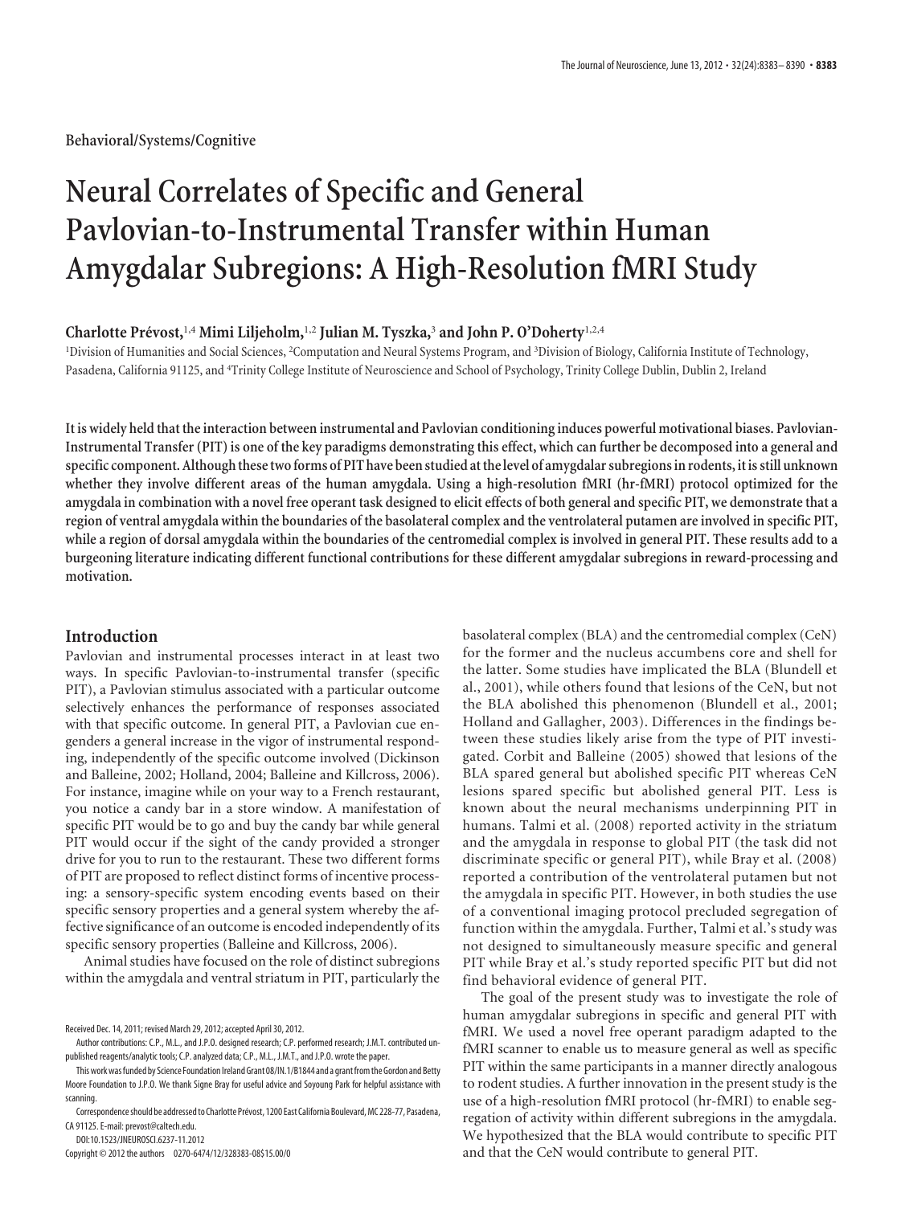Behavioral/Systems/Cognitive

# Neural Correlates of Specific and General Pavlovian-to-Instrumental Transfer within Human Amygdalar Subregions: A High-Resolution fMRI Study

**Charlotte Prévost,[1,4] Mimi Liljeholm,[1,2] Julian M. Tyszka,[3] and John P. O'Doherty[1,2,4]**

[1]Division of Humanities and Social Sciences, [2]Computation and Neural Systems Program, and [3]Division of Biology, California Institute of Technology, Pasadena, California 91125, and [4]Trinity College Institute of Neuroscience and School of Psychology, Trinity College Dublin, Dublin 2, Ireland

**It is widely held that the interaction between instrumental and Pavlovian conditioning induces powerful motivational biases. Pavlovian-Instrumental Transfer (PIT) is one of the key paradigms demonstrating this effect, which can further be decomposed into a general and specific component. Although these two forms of PIT have been studied at the level of amygdalar subregions in rodents, it is still unknown whether they involve different areas of the human amygdala. Using a high-resolution fMRI (hr-fMRI) protocol optimized for the amygdala in combination with a novel free operant task designed to elicit effects of both general and specific PIT, we demonstrate that a region of ventral amygdala within the boundaries of the basolateral complex and the ventrolateral putamen are involved in specific PIT, while a region of dorsal amygdala within the boundaries of the centromedial complex is involved in general PIT. These results add to a burgeoning literature indicating different functional contributions for these different amygdalar subregions in reward-processing and motivation.**

## Introduction

Pavlovian and instrumental processes interact in at least two ways. In specific Pavlovian-to-instrumental transfer (specific PIT), a Pavlovian stimulus associated with a particular outcome selectively enhances the performance of responses associated with that specific outcome. In general PIT, a Pavlovian cue engenders a general increase in the vigor of instrumental responding, independently of the specific outcome involved (Dickinson and Balleine, 2002; Holland, 2004; Balleine and Killcross, 2006). For instance, imagine while on your way to a French restaurant, you notice a candy bar in a store window. A manifestation of specific PIT would be to go and buy the candy bar while general PIT would occur if the sight of the candy provided a stronger drive for you to run to the restaurant. These two different forms of PIT are proposed to reflect distinct forms of incentive processing: a sensory-specific system encoding events based on their specific sensory properties and a general system whereby the affective significance of an outcome is encoded independently of its specific sensory properties (Balleine and Killcross, 2006).

Animal studies have focused on the role of distinct subregions within the amygdala and ventral striatum in PIT, particularly the basolateral complex (BLA) and the centromedial complex (CeN) for the former and the nucleus accumbens core and shell for the latter. Some studies have implicated the BLA (Blundell et al., 2001), while others found that lesions of the CeN, but not the BLA abolished this phenomenon (Blundell et al., 2001; Holland and Gallagher, 2003). Differences in the findings between these studies likely arise from the type of PIT investigated. Corbit and Balleine (2005) showed that lesions of the BLA spared general but abolished specific PIT whereas CeN lesions spared specific but abolished general PIT. Less is known about the neural mechanisms underpinning PIT in humans. Talmi et al. (2008) reported activity in the striatum and the amygdala in response to global PIT (the task did not discriminate specific or general PIT), while Bray et al. (2008) reported a contribution of the ventrolateral putamen but not the amygdala in specific PIT. However, in both studies the use of a conventional imaging protocol precluded segregation of function within the amygdala. Further, Talmi et al.'s study was not designed to simultaneously measure specific and general PIT while Bray et al.'s study reported specific PIT but did not find behavioral evidence of general PIT.

The goal of the present study was to investigate the role of human amygdalar subregions in specific and general PIT with fMRI. We used a novel free operant paradigm adapted to the fMRI scanner to enable us to measure general as well as specific PIT within the same participants in a manner directly analogous to rodent studies. A further innovation in the present study is the use of a high-resolution fMRI protocol (hr-fMRI) to enable segregation of activity within different subregions in the amygdala. We hypothesized that the BLA would contribute to specific PIT and that the CeN would contribute to general PIT.

Received Dec. 14, 2011; revised March 29, 2012; accepted April 30, 2012.

Author contributions: C.P., M.L., and J.P.O. designed research; C.P. performed research; J.M.T. contributed unpublished reagents/analytic tools; C.P. analyzed data; C.P., M.L., J.M.T., and J.P.O. wrote the paper.

This work was funded by Science Foundation Ireland Grant 08/IN.1/B1844 and a grant from the Gordon and Betty Moore Foundation to J.P.O. We thank Signe Bray for useful advice and Soyoung Park for helpful assistance with scanning.

Correspondence should be addressed to Charlotte Prévost, 1200 East California Boulevard, MC 228-77, Pasadena, CA 91125. E-mail: prevost@caltech.edu.

DOI:10.1523/JNEUROSCI.6237-11.2012

Copyright © 2012 the authors 0270-6474/12/328383-08$15.00/0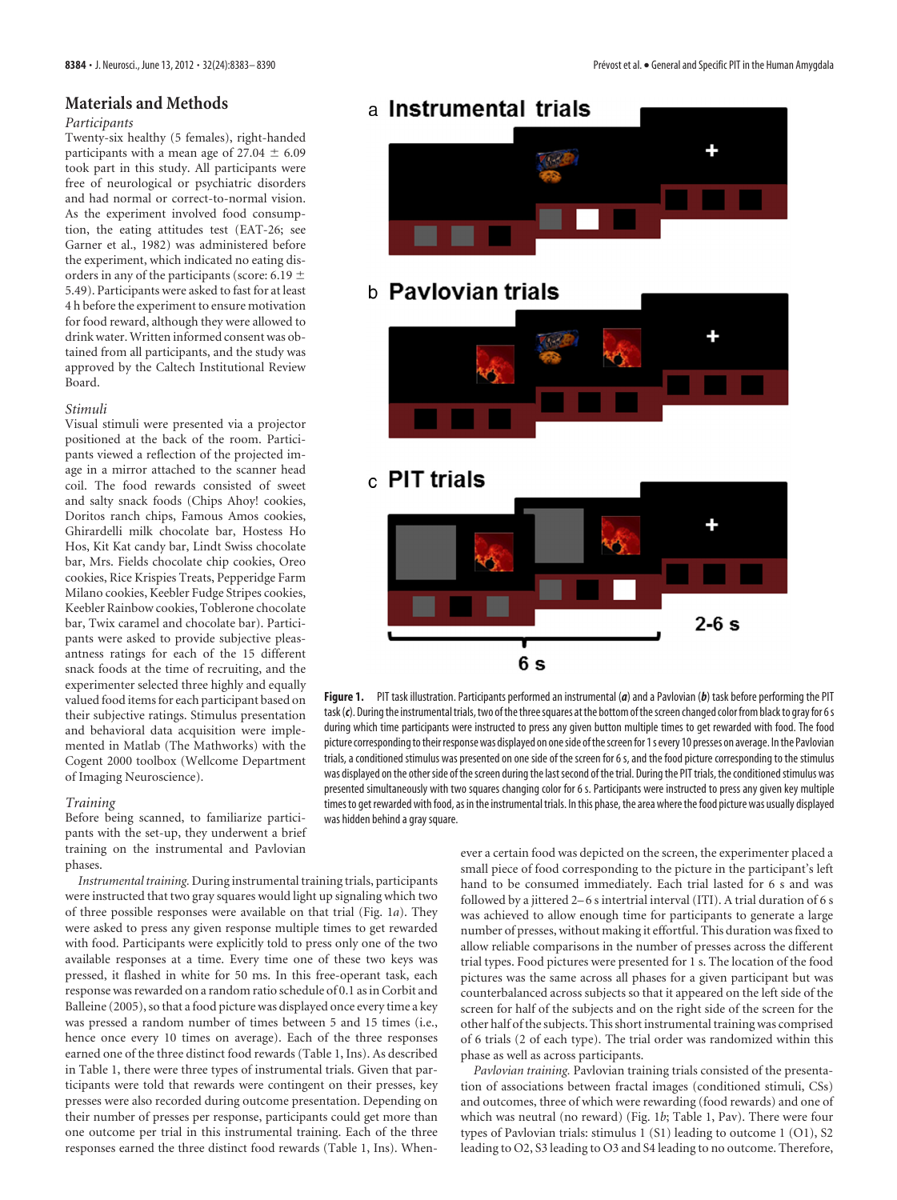## Materials and Methods

### *Participants*

Twenty-six healthy (5 females), right-handed participants with a mean age of 27.04 ± 6.09 took part in this study. All participants were free of neurological or psychiatric disorders and had normal or correct-to-normal vision. As the experiment involved food consumption, the eating attitudes test (EAT-26; see Garner et al., 1982) was administered before the experiment, which indicated no eating disorders in any of the participants (score: 6.19 ± 5.49). Participants were asked to fast for at least 4 h before the experiment to ensure motivation for food reward, although they were allowed to drink water. Written informed consent was obtained from all participants, and the study was approved by the Caltech Institutional Review Board.

### *Stimuli*

Visual stimuli were presented via a projector positioned at the back of the room. Participants viewed a reflection of the projected image in a mirror attached to the scanner head coil. The food rewards consisted of sweet and salty snack foods (Chips Ahoy! cookies, Doritos ranch chips, Famous Amos cookies, Ghirardelli milk chocolate bar, Hostess Ho Hos, Kit Kat candy bar, Lindt Swiss chocolate bar, Mrs. Fields chocolate chip cookies, Oreo cookies, Rice Krispies Treats, Pepperidge Farm Milano cookies, Keebler Fudge Stripes cookies, Keebler Rainbow cookies, Toblerone chocolate bar, Twix caramel and chocolate bar). Participants were asked to provide subjective pleasantness ratings for each of the 15 different snack foods at the time of recruiting, and the experimenter selected three highly and equally valued food items for each participant based on their subjective ratings. Stimulus presentation and behavioral data acquisition were implemented in Matlab (The Mathworks) with the Cogent 2000 toolbox (Wellcome Department of Imaging Neuroscience).

### *Training*

Before being scanned, to familiarize participants with the set-up, they underwent a brief training on the instrumental and Pavlovian phases.

*Instrumental training.* During instrumental training trials, participants were instructed that two gray squares would light up signaling which two of three possible responses were available on that trial (Fig. 1*a*). They were asked to press any given response multiple times to get rewarded with food. Participants were explicitly told to press only one of the two available responses at a time. Every time one of these two keys was pressed, it flashed in white for 50 ms. In this free-operant task, each response was rewarded on a random ratio schedule of 0.1 as in Corbit and Balleine (2005), so that a food picture was displayed once every time a key was pressed a random number of times between 5 and 15 times (i.e., hence once every 10 times on average). Each of the three responses earned one of the three distinct food rewards (Table 1, Ins). As described in Table 1, there were three types of instrumental trials. Given that participants were told that rewards were contingent on their presses, key presses were also recorded during outcome presentation. Depending on their number of presses per response, participants could get more than one outcome per trial in this instrumental training. Each of the three responses earned the three distinct food rewards (Table 1, Ins). Whenever a certain food was depicted on the screen, the experimenter placed a small piece of food corresponding to the picture in the participant's left hand to be consumed immediately. Each trial lasted for 6 s and was followed by a jittered 2–6 s intertrial interval (ITI). A trial duration of 6 s was achieved to allow enough time for participants to generate a large number of presses, without making it effortful. This duration was fixed to allow reliable comparisons in the number of presses across the different trial types. Food pictures were presented for 1 s. The location of the food pictures was the same across all phases for a given participant but was counterbalanced across subjects so that it appeared on the left side of the screen for half of the subjects and on the right side of the screen for the other half of the subjects. This short instrumental training was comprised of 6 trials (2 of each type). The trial order was randomized within this phase as well as across participants.

*Pavlovian training.* Pavlovian training trials consisted of the presentation of associations between fractal images (conditioned stimuli, CSs) and outcomes, three of which were rewarding (food rewards) and one of which was neutral (no reward) (Fig. 1*b*; Table 1, Pav). There were four types of Pavlovian trials: stimulus 1 (S1) leading to outcome 1 (O1), S2 leading to O2, S3 leading to O3 and S4 leading to no outcome. Therefore,

**Figure 1.** PIT task illustration. Participants performed an instrumental (***a***) and a Pavlovian (***b***) task before performing the PIT task (***c***). During the instrumental trials, two of the three squares at the bottom of the screen changed color from black to gray for 6 s during which time participants were instructed to press any given button multiple times to get rewarded with food. The food picture corresponding to their response was displayed on one side of the screen for 1 s every 10 presses on average. In the Pavlovian trials, a conditioned stimulus was presented on one side of the screen for 6 s, and the food picture corresponding to the stimulus was displayed on the other side of the screen during the last second of the trial. During the PIT trials, the conditioned stimulus was presented simultaneously with two squares changing color for 6 s. Participants were instructed to press any given key multiple times to get rewarded with food, as in the instrumental trials. In this phase, the area where the food picture was usually displayed was hidden behind a gray square.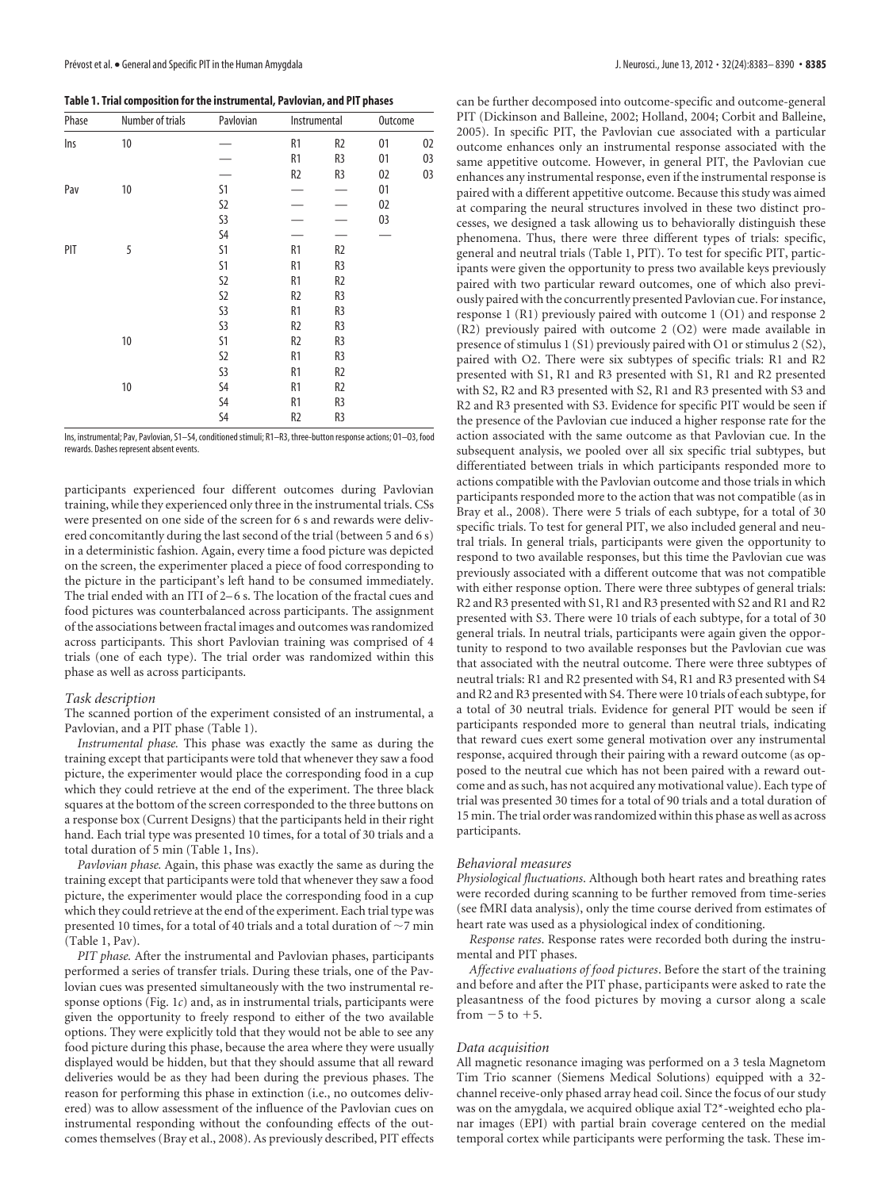**Table 1. Trial composition for the instrumental, Pavlovian, and PIT phases**

| Phase | Number of trials | Pavlovian | Instrumental | | Outcome | |
|---|---|---|---|---|---|---|
| Ins | 10 | — | R1 | R2 | O1 | O2 |
| | | — | R1 | R3 | O1 | O3 |
| | | — | R2 | R3 | O2 | O3 |
| Pav | 10 | S1 | — | — | O1 | |
| | | S2 | — | — | O2 | |
| | | S3 | — | — | O3 | |
| | | S4 | — | — | — | |
| PIT | 5 | S1 | R1 | R2 | | |
| | | S1 | R1 | R3 | | |
| | | S2 | R1 | R2 | | |
| | | S2 | R2 | R3 | | |
| | | S3 | R1 | R3 | | |
| | | S3 | R2 | R3 | | |
| | 10 | S1 | R2 | R3 | | |
| | | S2 | R1 | R3 | | |
| | | S3 | R1 | R2 | | |
| | 10 | S4 | R1 | R2 | | |
| | | S4 | R1 | R3 | | |
| | | S4 | R2 | R3 | | |

Ins, instrumental; Pav, Pavlovian, S1–S4, conditioned stimuli; R1–R3, three-button response actions; O1–O3, food rewards. Dashes represent absent events.

participants experienced four different outcomes during Pavlovian training, while they experienced only three in the instrumental trials. CSs were presented on one side of the screen for 6 s and rewards were delivered concomitantly during the last second of the trial (between 5 and 6 s) in a deterministic fashion. Again, every time a food picture was depicted on the screen, the experimenter placed a piece of food corresponding to the picture in the participant's left hand to be consumed immediately. The trial ended with an ITI of 2–6 s. The location of the fractal cues and food pictures was counterbalanced across participants. The assignment of the associations between fractal images and outcomes was randomized across participants. This short Pavlovian training was comprised of 4 trials (one of each type). The trial order was randomized within this phase as well as across participants.

### *Task description*

The scanned portion of the experiment consisted of an instrumental, a Pavlovian, and a PIT phase (Table 1).

*Instrumental phase.* This phase was exactly the same as during the training except that participants were told that whenever they saw a food picture, the experimenter would place the corresponding food in a cup which they could retrieve at the end of the experiment. The three black squares at the bottom of the screen corresponded to the three buttons on a response box (Current Designs) that the participants held in their right hand. Each trial type was presented 10 times, for a total of 30 trials and a total duration of 5 min (Table 1, Ins).

*Pavlovian phase.* Again, this phase was exactly the same as during the training except that participants were told that whenever they saw a food picture, the experimenter would place the corresponding food in a cup which they could retrieve at the end of the experiment. Each trial type was presented 10 times, for a total of 40 trials and a total duration of ~7 min (Table 1, Pav).

*PIT phase.* After the instrumental and Pavlovian phases, participants performed a series of transfer trials. During these trials, one of the Pavlovian cues was presented simultaneously with the two instrumental response options (Fig. 1*c*) and, as in instrumental trials, participants were given the opportunity to freely respond to either of the two available options. They were explicitly told that they would not be able to see any food picture during this phase, because the area where they were usually displayed would be hidden, but that they should assume that all reward deliveries would be as they had been during the previous phases. The reason for performing this phase in extinction (i.e., no outcomes delivered) was to allow assessment of the influence of the Pavlovian cues on instrumental responding without the confounding effects of the outcomes themselves (Bray et al., 2008). As previously described, PIT effects can be further decomposed into outcome-specific and outcome-general PIT (Dickinson and Balleine, 2002; Holland, 2004; Corbit and Balleine, 2005). In specific PIT, the Pavlovian cue associated with a particular outcome enhances only an instrumental response associated with the same appetitive outcome. However, in general PIT, the Pavlovian cue enhances any instrumental response, even if the instrumental response is paired with a different appetitive outcome. Because this study was aimed at comparing the neural structures involved in these two distinct processes, we designed a task allowing us to behaviorally distinguish these phenomena. Thus, there were three different types of trials: specific, general and neutral trials (Table 1, PIT). To test for specific PIT, participants were given the opportunity to press two available keys previously paired with two particular reward outcomes, one of which also previously paired with the concurrently presented Pavlovian cue. For instance, response 1 (R1) previously paired with outcome 1 (O1) and response 2 (R2) previously paired with outcome 2 (O2) were made available in presence of stimulus 1 (S1) previously paired with O1 or stimulus 2 (S2), paired with O2. There were six subtypes of specific trials: R1 and R2 presented with S1, R1 and R3 presented with S1, R1 and R2 presented with S2, R2 and R3 presented with S2, R1 and R3 presented with S3 and R2 and R3 presented with S3. Evidence for specific PIT would be seen if the presence of the Pavlovian cue induced a higher response rate for the action associated with the same outcome as that Pavlovian cue. In the subsequent analysis, we pooled over all six specific trial subtypes, but differentiated between trials in which participants responded more to actions compatible with the Pavlovian outcome and those trials in which participants responded more to the action that was not compatible (as in Bray et al., 2008). There were 5 trials of each subtype, for a total of 30 specific trials. To test for general PIT, we also included general and neutral trials. In general trials, participants were given the opportunity to respond to two available responses, but this time the Pavlovian cue was previously associated with a different outcome that was not compatible with either response option. There were three subtypes of general trials: R2 and R3 presented with S1, R1 and R3 presented with S2 and R1 and R2 presented with S3. There were 10 trials of each subtype, for a total of 30 general trials. In neutral trials, participants were again given the opportunity to respond to two available responses but the Pavlovian cue was that associated with the neutral outcome. There were three subtypes of neutral trials: R1 and R2 presented with S4, R1 and R3 presented with S4 and R2 and R3 presented with S4. There were 10 trials of each subtype, for a total of 30 neutral trials. Evidence for general PIT would be seen if participants responded more to general than neutral trials, indicating that reward cues exert some general motivation over any instrumental response, acquired through their pairing with a reward outcome (as opposed to the neutral cue which has not been paired with a reward outcome and as such, has not acquired any motivational value). Each type of trial was presented 30 times for a total of 90 trials and a total duration of 15 min. The trial order was randomized within this phase as well as across participants.

### *Behavioral measures*

*Physiological fluctuations.* Although both heart rates and breathing rates were recorded during scanning to be further removed from time-series (see fMRI data analysis), only the time course derived from estimates of heart rate was used as a physiological index of conditioning.

*Response rates.* Response rates were recorded both during the instrumental and PIT phases.

*Affective evaluations of food pictures.* Before the start of the training and before and after the PIT phase, participants were asked to rate the pleasantness of the food pictures by moving a cursor along a scale from −5 to +5.

### *Data acquisition*

All magnetic resonance imaging was performed on a 3 tesla Magnetom Tim Trio scanner (Siemens Medical Solutions) equipped with a 32-channel receive-only phased array head coil. Since the focus of our study was on the amygdala, we acquired oblique axial T2*-weighted echo planar images (EPI) with partial brain coverage centered on the medial temporal cortex while participants were performing the task. These im-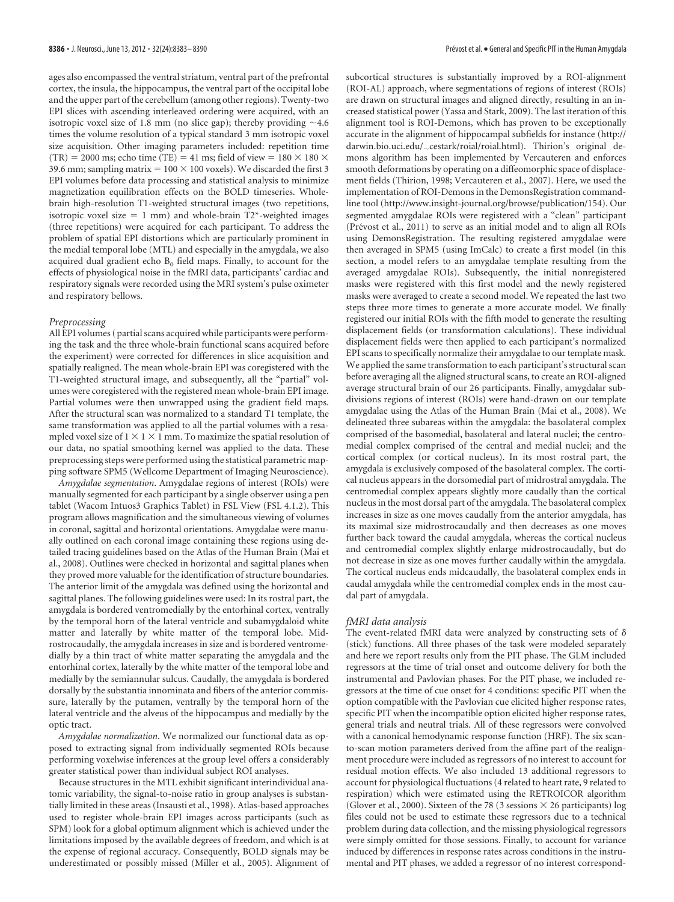ages also encompassed the ventral striatum, ventral part of the prefrontal cortex, the insula, the hippocampus, the ventral part of the occipital lobe and the upper part of the cerebellum (among other regions). Twenty-two EPI slices with ascending interleaved ordering were acquired, with an isotropic voxel size of 1.8 mm (no slice gap); thereby providing ~4.6 times the volume resolution of a typical standard 3 mm isotropic voxel size acquisition. Other imaging parameters included: repetition time (TR) = 2000 ms; echo time (TE) = 41 ms; field of view = 180 × 180 × 39.6 mm; sampling matrix = 100 × 100 voxels). We discarded the first 3 EPI volumes before data processing and statistical analysis to minimize magnetization equilibration effects on the BOLD timeseries. Whole-brain high-resolution T1-weighted structural images (two repetitions, isotropic voxel size = 1 mm) and whole-brain T2*-weighted images (three repetitions) were acquired for each participant. To address the problem of spatial EPI distortions which are particularly prominent in the medial temporal lobe (MTL) and especially in the amygdala, we also acquired dual gradient echo $B_0$ field maps. Finally, to account for the effects of physiological noise in the fMRI data, participants' cardiac and respiratory signals were recorded using the MRI system's pulse oximeter and respiratory bellows.

### *Preprocessing*

All EPI volumes (partial scans acquired while participants were performing the task and the three whole-brain functional scans acquired before the experiment) were corrected for differences in slice acquisition and spatially realigned. The mean whole-brain EPI was coregistered with the T1-weighted structural image, and subsequently, all the "partial" volumes were coregistered with the registered mean whole-brain EPI image. Partial volumes were then unwrapped using the gradient field maps. After the structural scan was normalized to a standard T1 template, the same transformation was applied to all the partial volumes with a resampled voxel size of 1 × 1 × 1 mm. To maximize the spatial resolution of our data, no spatial smoothing kernel was applied to the data. These preprocessing steps were performed using the statistical parametric mapping software SPM5 (Wellcome Department of Imaging Neuroscience).

*Amygdalae segmentation*. Amygdalae regions of interest (ROIs) were manually segmented for each participant by a single observer using a pen tablet (Wacom Intuos3 Graphics Tablet) in FSL View (FSL 4.1.2). This program allows magnification and the simultaneous viewing of volumes in coronal, sagittal and horizontal orientations. Amygdalae were manually outlined on each coronal image containing these regions using detailed tracing guidelines based on the Atlas of the Human Brain (Mai et al., 2008). Outlines were checked in horizontal and sagittal planes when they proved more valuable for the identification of structure boundaries. The anterior limit of the amygdala was defined using the horizontal and sagittal planes. The following guidelines were used: In its rostral part, the amygdala is bordered ventromedially by the entorhinal cortex, ventrally by the temporal horn of the lateral ventricle and subamygdaloid white matter and laterally by white matter of the temporal lobe. Mid-rostrocaudally, the amygdala increases in size and is bordered ventromedially by a thin tract of white matter separating the amygdala and the entorhinal cortex, laterally by the white matter of the temporal lobe and medially by the semiannular sulcus. Caudally, the amygdala is bordered dorsally by the substantia innominata and fibers of the anterior commissure, laterally by the putamen, ventrally by the temporal horn of the lateral ventricle and the alveus of the hippocampus and medially by the optic tract.

*Amygdalae normalization*. We normalized our functional data as opposed to extracting signal from individually segmented ROIs because performing voxelwise inferences at the group level offers a considerably greater statistical power than individual subject ROI analyses.

Because structures in the MTL exhibit significant interindividual anatomic variability, the signal-to-noise ratio in group analyses is substantially limited in these areas (Insausti et al., 1998). Atlas-based approaches used to register whole-brain EPI images across participants (such as SPM) look for a global optimum alignment which is achieved under the limitations imposed by the available degrees of freedom, and which is at the expense of regional accuracy. Consequently, BOLD signals may be underestimated or possibly missed (Miller et al., 2005). Alignment of subcortical structures is substantially improved by a ROI-alignment (ROI-AL) approach, where segmentations of regions of interest (ROIs) are drawn on structural images and aligned directly, resulting in an increased statistical power (Yassa and Stark, 2009). The last iteration of this alignment tool is ROI-Demons, which has proven to be exceptionally accurate in the alignment of hippocampal subfields for instance (http://darwin.bio.uci.edu/_cestark/roial/roial.html). Thirion's original demons algorithm has been implemented by Vercauteren and enforces smooth deformations by operating on a diffeomorphic space of displacement fields (Thirion, 1998; Vercauteren et al., 2007). Here, we used the implementation of ROI-Demons in the DemonsRegistration commandline tool (http://www.insight-journal.org/browse/publication/154). Our segmented amygdalae ROIs were registered with a "clean" participant (Prévost et al., 2011) to serve as an initial model and to align all ROIs using DemonsRegistration. The resulting registered amygdalae were then averaged in SPM5 (using ImCalc) to create a first model (in this section, a model refers to an amygdalae template resulting from the averaged amygdalae ROIs). Subsequently, the initial nonregistered masks were registered with this first model and the newly registered masks were averaged to create a second model. We repeated the last two steps three more times to generate a more accurate model. We finally registered our initial ROIs with the fifth model to generate the resulting displacement fields (or transformation calculations). These individual displacement fields were then applied to each participant's normalized EPI scans to specifically normalize their amygdalae to our template mask. We applied the same transformation to each participant's structural scan before averaging all the aligned structural scans, to create an ROI-aligned average structural brain of our 26 participants. Finally, amygdalar subdivisions regions of interest (ROIs) were hand-drawn on our template amygdalae using the Atlas of the Human Brain (Mai et al., 2008). We delineated three subareas within the amygdala: the basolateral complex comprised of the basomedial, basolateral and lateral nuclei; the centromedial complex comprised of the central and medial nuclei; and the cortical complex (or cortical nucleus). In its most rostral part, the amygdala is exclusively composed of the basolateral complex. The cortical nucleus appears in the dorsomedial part of midrostral amygdala. The centromedial complex appears slightly more caudally than the cortical nucleus in the most dorsal part of the amygdala. The basolateral complex increases in size as one moves caudally from the anterior amygdala, has its maximal size midrostrocaudally and then decreases as one moves further back toward the caudal amygdala, whereas the cortical nucleus and centromedial complex slightly enlarge midrostrocaudally, but do not decrease in size as one moves further caudally within the amygdala. The cortical nucleus ends midcaudally, the basolateral complex ends in caudal amygdala while the centromedial complex ends in the most caudal part of amygdala.

### *fMRI data analysis*

The event-related fMRI data were analyzed by constructing sets of δ (stick) functions. All three phases of the task were modeled separately and here we report results only from the PIT phase. The GLM included regressors at the time of trial onset and outcome delivery for both the instrumental and Pavlovian phases. For the PIT phase, we included regressors at the time of cue onset for 4 conditions: specific PIT when the option compatible with the Pavlovian cue elicited higher response rates, specific PIT when the incompatible option elicited higher response rates, general trials and neutral trials. All of these regressors were convolved with a canonical hemodynamic response function (HRF). The six scan-to-scan motion parameters derived from the affine part of the realignment procedure were included as regressors of no interest to account for residual motion effects. We also included 13 additional regressors to account for physiological fluctuations (4 related to heart rate, 9 related to respiration) which were estimated using the RETROICOR algorithm (Glover et al., 2000). Sixteen of the 78 (3 sessions × 26 participants) log files could not be used to estimate these regressors due to a technical problem during data collection, and the missing physiological regressors were simply omitted for those sessions. Finally, to account for variance induced by differences in response rates across conditions in the instrumental and PIT phases, we added a regressor of no interest correspond-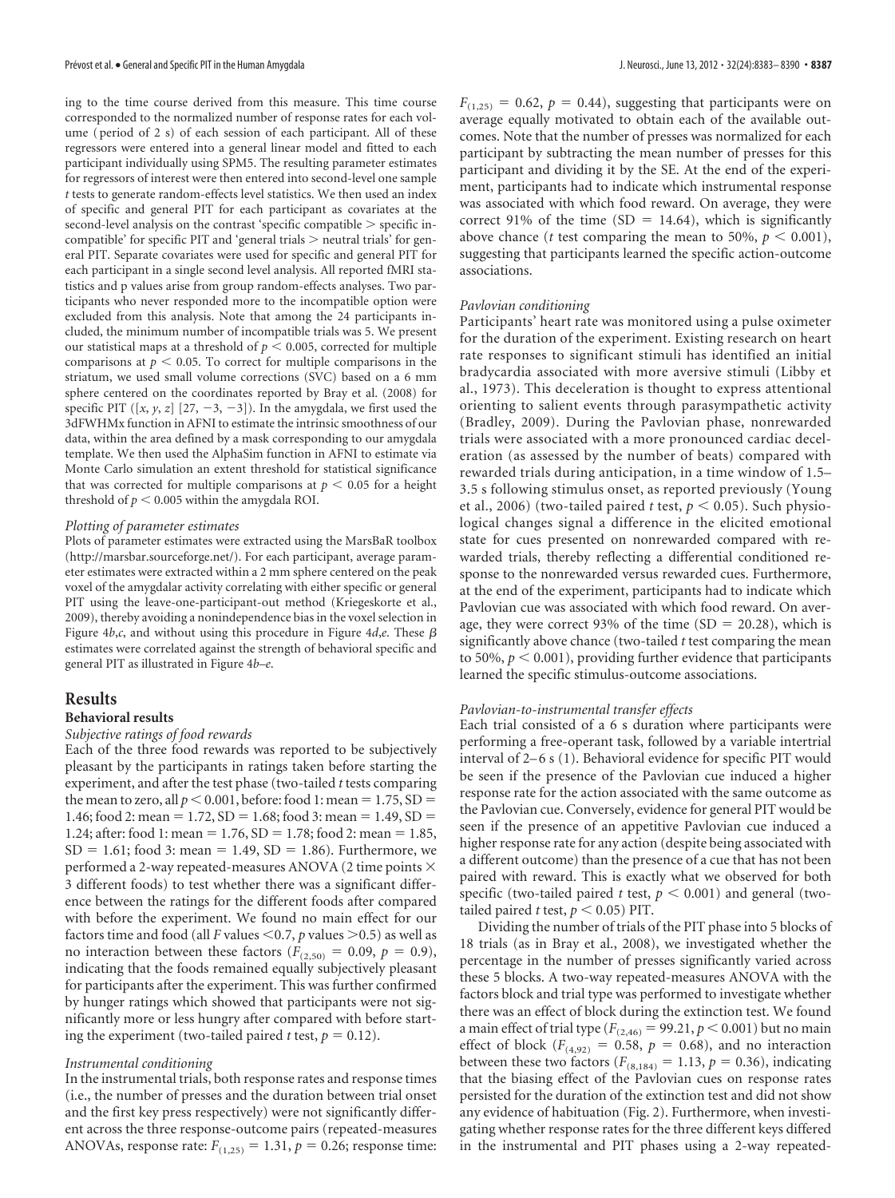ing to the time course derived from this measure. This time course corresponded to the normalized number of response rates for each volume (period of 2 s) of each session of each participant. All of these regressors were entered into a general linear model and fitted to each participant individually using SPM5. The resulting parameter estimates for regressors of interest were then entered into second-level one sample $t$ tests to generate random-effects level statistics. We then used an index of specific and general PIT for each participant as covariates at the second-level analysis on the contrast 'specific compatible > specific incompatible' for specific PIT and 'general trials > neutral trials' for general PIT. Separate covariates were used for specific and general PIT for each participant in a single second level analysis. All reported fMRI statistics and p values arise from group random-effects analyses. Two participants who never responded more to the incompatible option were excluded from this analysis. Note that among the 24 participants included, the minimum number of incompatible trials was 5. We present our statistical maps at a threshold of $p < 0.005$, corrected for multiple comparisons at $p < 0.05$. To correct for multiple comparisons in the striatum, we used small volume corrections (SVC) based on a 6 mm sphere centered on the coordinates reported by Bray et al. (2008) for specific PIT ([$x$, $y$, $z$] [27, −3, −3]). In the amygdala, we first used the 3dFWHMx function in AFNI to estimate the intrinsic smoothness of our data, within the area defined by a mask corresponding to our amygdala template. We then used the AlphaSim function in AFNI to estimate via Monte Carlo simulation an extent threshold for statistical significance that was corrected for multiple comparisons at $p < 0.05$ for a height threshold of $p < 0.005$ within the amygdala ROI.

*Plotting of parameter estimates*

Plots of parameter estimates were extracted using the MarsBaR toolbox (http://marsbar.sourceforge.net/). For each participant, average parameter estimates were extracted within a 2 mm sphere centered on the peak voxel of the amygdalar activity correlating with either specific or general PIT using the leave-one-participant-out method (Kriegeskorte et al., 2009), thereby avoiding a nonindependence bias in the voxel selection in Figure 4*b*,*c*, and without using this procedure in Figure 4*d*,*e*. These β estimates were correlated against the strength of behavioral specific and general PIT as illustrated in Figure 4*b–e*.

## Results

### Behavioral results

*Subjective ratings of food rewards*

Each of the three food rewards was reported to be subjectively pleasant by the participants in ratings taken before starting the experiment, and after the test phase (two-tailed $t$ tests comparing the mean to zero, all $p < 0.001$, before: food 1: mean = 1.75, SD = 1.46; food 2: mean = 1.72, SD = 1.68; food 3: mean = 1.49, SD = 1.24; after: food 1: mean = 1.76, SD = 1.78; food 2: mean = 1.85, SD = 1.61; food 3: mean = 1.49, SD = 1.86). Furthermore, we performed a 2-way repeated-measures ANOVA (2 time points × 3 different foods) to test whether there was a significant difference between the ratings for the different foods after compared with before the experiment. We found no main effect for our factors time and food (all $F$ values <0.7, $p$ values >0.5) as well as no interaction between these factors ($F_{(2,50)} = 0.09$, $p = 0.9$), indicating that the foods remained equally subjectively pleasant for participants after the experiment. This was further confirmed by hunger ratings which showed that participants were not significantly more or less hungry after compared with before starting the experiment (two-tailed paired $t$ test, $p = 0.12$).

*Instrumental conditioning*

In the instrumental trials, both response rates and response times (i.e., the number of presses and the duration between trial onset and the first key press respectively) were not significantly different across the three response-outcome pairs (repeated-measures ANOVAs, response rate: $F_{(1,25)} = 1.31$, $p = 0.26$; response time: $F_{(1,25)} = 0.62$, $p = 0.44$), suggesting that participants were on average equally motivated to obtain each of the available outcomes. Note that the number of presses was normalized for each participant by subtracting the mean number of presses for this participant and dividing it by the SE. At the end of the experiment, participants had to indicate which instrumental response was associated with which food reward. On average, they were correct 91% of the time (SD = 14.64), which is significantly above chance ($t$ test comparing the mean to 50%, $p < 0.001$), suggesting that participants learned the specific action-outcome associations.

*Pavlovian conditioning*

Participants' heart rate was monitored using a pulse oximeter for the duration of the experiment. Existing research on heart rate responses to significant stimuli has identified an initial bradycardia associated with more aversive stimuli (Libby et al., 1973). This deceleration is thought to express attentional orienting to salient events through parasympathetic activity (Bradley, 2009). During the Pavlovian phase, nonrewarded trials were associated with a more pronounced cardiac deceleration (as assessed by the number of beats) compared with rewarded trials during anticipation, in a time window of 1.5–3.5 s following stimulus onset, as reported previously (Young et al., 2006) (two-tailed paired $t$ test, $p < 0.05$). Such physiological changes signal a difference in the elicited emotional state for cues presented on nonrewarded compared with rewarded trials, thereby reflecting a differential conditioned response to the nonrewarded versus rewarded cues. Furthermore, at the end of the experiment, participants had to indicate which Pavlovian cue was associated with which food reward. On average, they were correct 93% of the time (SD = 20.28), which is significantly above chance (two-tailed $t$ test comparing the mean to 50%, $p < 0.001$), providing further evidence that participants learned the specific stimulus-outcome associations.

*Pavlovian-to-instrumental transfer effects*

Each trial consisted of a 6 s duration where participants were performing a free-operant task, followed by a variable intertrial interval of 2–6 s (1). Behavioral evidence for specific PIT would be seen if the presence of the Pavlovian cue induced a higher response rate for the action associated with the same outcome as the Pavlovian cue. Conversely, evidence for general PIT would be seen if the presence of an appetitive Pavlovian cue induced a higher response rate for any action (despite being associated with a different outcome) than the presence of a cue that has not been paired with reward. This is exactly what we observed for both specific (two-tailed paired $t$ test, $p < 0.001$) and general (two-tailed paired $t$ test, $p < 0.05$) PIT.

Dividing the number of trials of the PIT phase into 5 blocks of 18 trials (as in Bray et al., 2008), we investigated whether the percentage in the number of presses significantly varied across these 5 blocks. A two-way repeated-measures ANOVA with the factors block and trial type was performed to investigate whether there was an effect of block during the extinction test. We found a main effect of trial type ($F_{(2,46)} = 99.21$, $p < 0.001$) but no main effect of block ($F_{(4,92)} = 0.58$, $p = 0.68$), and no interaction between these two factors ($F_{(8,184)} = 1.13$, $p = 0.36$), indicating that the biasing effect of the Pavlovian cues on response rates persisted for the duration of the extinction test and did not show any evidence of habituation (Fig. 2). Furthermore, when investigating whether response rates for the three different keys differed in the instrumental and PIT phases using a 2-way repeated-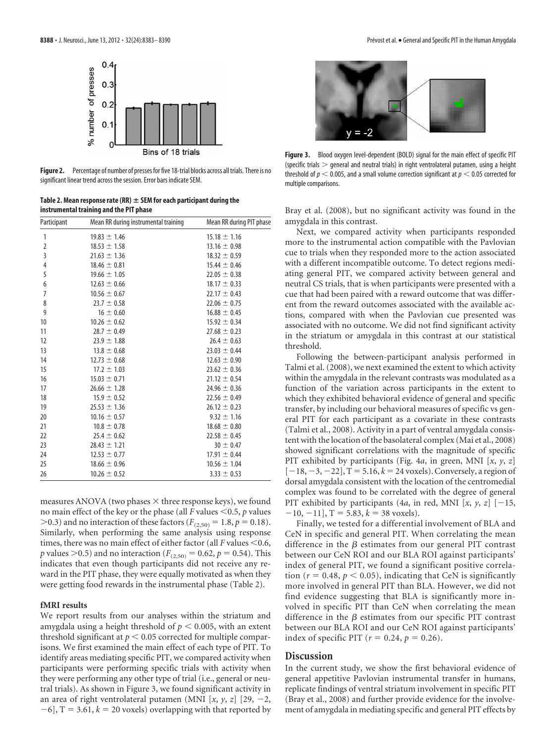**Figure 2.** Percentage of number of presses for five 18-trial blocks across all trials. There is no significant linear trend across the session. Error bars indicate SEM.

**Table 2. Mean response rate (RR) ± SEM for each participant during the instrumental training and the PIT phase**

| Participant | Mean RR during instrumental training | Mean RR during PIT phase |
|---|---|---|
| 1 | 19.83 ± 1.46 | 15.18 ± 1.16 |
| 2 | 18.53 ± 1.58 | 13.16 ± 0.98 |
| 3 | 21.63 ± 1.36 | 18.32 ± 0.59 |
| 4 | 18.46 ± 0.81 | 15.44 ± 0.46 |
| 5 | 19.66 ± 1.05 | 22.05 ± 0.38 |
| 6 | 12.63 ± 0.66 | 18.17 ± 0.33 |
| 7 | 10.56 ± 0.67 | 22.17 ± 0.43 |
| 8 | 23.7 ± 0.58 | 22.06 ± 0.75 |
| 9 | 16 ± 0.60 | 16.88 ± 0.45 |
| 10 | 10.26 ± 0.62 | 15.92 ± 0.34 |
| 11 | 28.7 ± 0.49 | 27.68 ± 0.23 |
| 12 | 23.9 ± 1.88 | 26.4 ± 0.63 |
| 13 | 13.8 ± 0.68 | 23.03 ± 0.44 |
| 14 | 12.73 ± 0.68 | 12.63 ± 0.90 |
| 15 | 17.2 ± 1.03 | 23.62 ± 0.36 |
| 16 | 15.03 ± 0.71 | 21.12 ± 0.54 |
| 17 | 26.66 ± 1.28 | 24.96 ± 0.36 |
| 18 | 15.9 ± 0.52 | 22.56 ± 0.49 |
| 19 | 25.53 ± 1.36 | 26.12 ± 0.23 |
| 20 | 10.16 ± 0.57 | 9.32 ± 1.16 |
| 21 | 10.8 ± 0.78 | 18.68 ± 0.80 |
| 22 | 25.4 ± 0.62 | 22.58 ± 0.45 |
| 23 | 28.43 ± 1.21 | 30 ± 0.47 |
| 24 | 12.53 ± 0.77 | 17.91 ± 0.44 |
| 25 | 18.66 ± 0.96 | 10.56 ± 1.04 |
| 26 | 10.26 ± 0.52 | 3.33 ± 0.53 |

measures ANOVA (two phases × three response keys), we found no main effect of the key or the phase (all $F$ values $<0.5$, $p$ values $>0.3$) and no interaction of these factors ($F_{(2,50)} = 1.8$, $p = 0.18$). Similarly, when performing the same analysis using response times, there was no main effect of either factor (all $F$ values $<0.6$, $p$ values $>0.5$) and no interaction ($F_{(2,50)} = 0.62$, $p = 0.54$). This indicates that even though participants did not receive any reward in the PIT phase, they were equally motivated as when they were getting food rewards in the instrumental phase (Table 2).

### fMRI results

We report results from our analyses within the striatum and amygdala using a height threshold of $p < 0.005$, with an extent threshold significant at $p < 0.05$ corrected for multiple comparisons. We first examined the main effect of each type of PIT. To identify areas mediating specific PIT, we compared activity when participants were performing specific trials with activity when they were performing any other type of trial (i.e., general or neutral trials). As shown in Figure 3, we found significant activity in an area of right ventrolateral putamen (MNI [$x$, $y$, $z$] [29, −2, −6], T = 3.61, $k$ = 20 voxels) overlapping with that reported by Bray et al. (2008), but no significant activity was found in the amygdala in this contrast.

**Figure 3.** Blood oxygen level-dependent (BOLD) signal for the main effect of specific PIT (specific trials > general and neutral trials) in right ventrolateral putamen, using a height threshold of $p < 0.005$, and a small volume correction significant at $p < 0.05$ corrected for multiple comparisons.

Next, we compared activity when participants responded more to the instrumental action compatible with the Pavlovian cue to trials when they responded more to the action associated with a different incompatible outcome. To detect regions mediating general PIT, we compared activity between general and neutral CS trials, that is when participants were presented with a cue that had been paired with a reward outcome that was different from the reward outcomes associated with the available actions, compared with when the Pavlovian cue presented was associated with no outcome. We did not find significant activity in the striatum or amygdala in this contrast at our statistical threshold.

Following the between-participant analysis performed in Talmi et al. (2008), we next examined the extent to which activity within the amygdala in the relevant contrasts was modulated as a function of the variation across participants in the extent to which they exhibited behavioral evidence of general and specific transfer, by including our behavioral measures of specific vs general PIT for each participant as a covariate in these contrasts (Talmi et al., 2008). Activity in a part of ventral amygdala consistent with the location of the basolateral complex (Mai et al., 2008) showed significant correlations with the magnitude of specific PIT exhibited by participants (Fig. 4*a*, in green, MNI [$x$, $y$, $z$] [−18, −3, −22], T = 5.16, $k$ = 24 voxels). Conversely, a region of dorsal amygdala consistent with the location of the centromedial complex was found to be correlated with the degree of general PIT exhibited by participants (4*a*, in red, MNI [$x$, $y$, $z$] [−15, −10, −11], T = 5.83, $k$ = 38 voxels).

Finally, we tested for a differential involvement of BLA and CeN in specific and general PIT. When correlating the mean difference in the $\beta$ estimates from our general PIT contrast between our CeN ROI and our BLA ROI against participants' index of general PIT, we found a significant positive correlation ($r = 0.48$, $p < 0.05$), indicating that CeN is significantly more involved in general PIT than BLA. However, we did not find evidence suggesting that BLA is significantly more involved in specific PIT than CeN when correlating the mean difference in the $\beta$ estimates from our specific PIT contrast between our BLA ROI and our CeN ROI against participants' index of specific PIT ($r = 0.24$, $p = 0.26$).

## Discussion

In the current study, we show the first behavioral evidence of general appetitive Pavlovian instrumental transfer in humans, replicate findings of ventral striatum involvement in specific PIT (Bray et al., 2008) and further provide evidence for the involvement of amygdala in mediating specific and general PIT effects by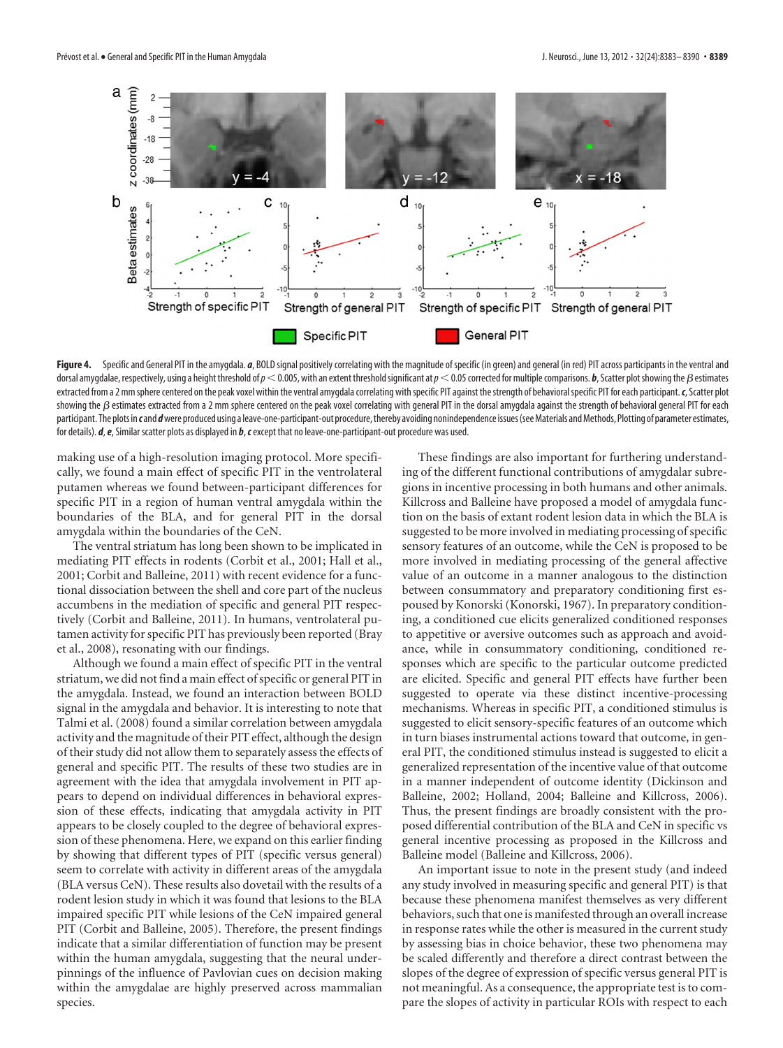a

z coordinates (mm)

2
-8
-18
-28
-38

y = -4

y = -12

x = -18

b

Beta estimates

Strength of specific PIT

c

Strength of general PIT

d

Strength of specific PIT

e

Strength of general PIT

Specific PIT

General PIT

**Figure 4.** Specific and General PIT in the amygdala. ***a***, BOLD signal positively correlating with the magnitude of specific (in green) and general (in red) PIT across participants in the ventral and dorsal amygdalae, respectively, using a height threshold of $p < 0.005$, with an extent threshold significant at $p < 0.05$ corrected for multiple comparisons. ***b***, Scatter plot showing the $\beta$ estimates extracted from a 2 mm sphere centered on the peak voxel within the ventral amygdala correlating with specific PIT against the strength of behavioral specific PIT for each participant. ***c***, Scatter plot showing the $\beta$ estimates extracted from a 2 mm sphere centered on the peak voxel correlating with general PIT in the dorsal amygdala against the strength of behavioral general PIT for each participant. The plots in ***c*** and ***d*** were produced using a leave-one-participant-out procedure, thereby avoiding nonindependence issues (see Materials and Methods, Plotting of parameter estimates, for details). ***d***, ***e***, Similar scatter plots as displayed in ***b***, ***c*** except that no leave-one-participant-out procedure was used.

making use of a high-resolution imaging protocol. More specifically, we found a main effect of specific PIT in the ventrolateral putamen whereas we found between-participant differences for specific PIT in a region of human ventral amygdala within the boundaries of the BLA, and for general PIT in the dorsal amygdala within the boundaries of the CeN.

The ventral striatum has long been shown to be implicated in mediating PIT effects in rodents (Corbit et al., 2001; Hall et al., 2001; Corbit and Balleine, 2011) with recent evidence for a functional dissociation between the shell and core part of the nucleus accumbens in the mediation of specific and general PIT respectively (Corbit and Balleine, 2011). In humans, ventrolateral putamen activity for specific PIT has previously been reported (Bray et al., 2008), resonating with our findings.

Although we found a main effect of specific PIT in the ventral striatum, we did not find a main effect of specific or general PIT in the amygdala. Instead, we found an interaction between BOLD signal in the amygdala and behavior. It is interesting to note that Talmi et al. (2008) found a similar correlation between amygdala activity and the magnitude of their PIT effect, although the design of their study did not allow them to separately assess the effects of general and specific PIT. The results of these two studies are in agreement with the idea that amygdala involvement in PIT appears to depend on individual differences in behavioral expression of these effects, indicating that amygdala activity in PIT appears to be closely coupled to the degree of behavioral expression of these phenomena. Here, we expand on this earlier finding by showing that different types of PIT (specific versus general) seem to correlate with activity in different areas of the amygdala (BLA versus CeN). These results also dovetail with the results of a rodent lesion study in which it was found that lesions to the BLA impaired specific PIT while lesions of the CeN impaired general PIT (Corbit and Balleine, 2005). Therefore, the present findings indicate that a similar differentiation of function may be present within the human amygdala, suggesting that the neural underpinnings of the influence of Pavlovian cues on decision making within the amygdalae are highly preserved across mammalian species.

These findings are also important for furthering understanding of the different functional contributions of amygdalar subregions in incentive processing in both humans and other animals. Killcross and Balleine have proposed a model of amygdala function on the basis of extant rodent lesion data in which the BLA is suggested to be more involved in mediating processing of specific sensory features of an outcome, while the CeN is proposed to be more involved in mediating processing of the general affective value of an outcome in a manner analogous to the distinction between consummatory and preparatory conditioning first espoused by Konorski (Konorski, 1967). In preparatory conditioning, a conditioned cue elicits generalized conditioned responses to appetitive or aversive outcomes such as approach and avoidance, while in consummatory conditioning, conditioned responses which are specific to the particular outcome predicted are elicited. Specific and general PIT effects have further been suggested to operate via these distinct incentive-processing mechanisms. Whereas in specific PIT, a conditioned stimulus is suggested to elicit sensory-specific features of an outcome which in turn biases instrumental actions toward that outcome, in general PIT, the conditioned stimulus instead is suggested to elicit a generalized representation of the incentive value of that outcome in a manner independent of outcome identity (Dickinson and Balleine, 2002; Holland, 2004; Balleine and Killcross, 2006). Thus, the present findings are broadly consistent with the proposed differential contribution of the BLA and CeN in specific vs general incentive processing as proposed in the Killcross and Balleine model (Balleine and Killcross, 2006).

An important issue to note in the present study (and indeed any study involved in measuring specific and general PIT) is that because these phenomena manifest themselves as very different behaviors, such that one is manifested through an overall increase in response rates while the other is measured in the current study by assessing bias in choice behavior, these two phenomena may be scaled differently and therefore a direct contrast between the slopes of the degree of expression of specific versus general PIT is not meaningful. As a consequence, the appropriate test is to compare the slopes of activity in particular ROIs with respect to each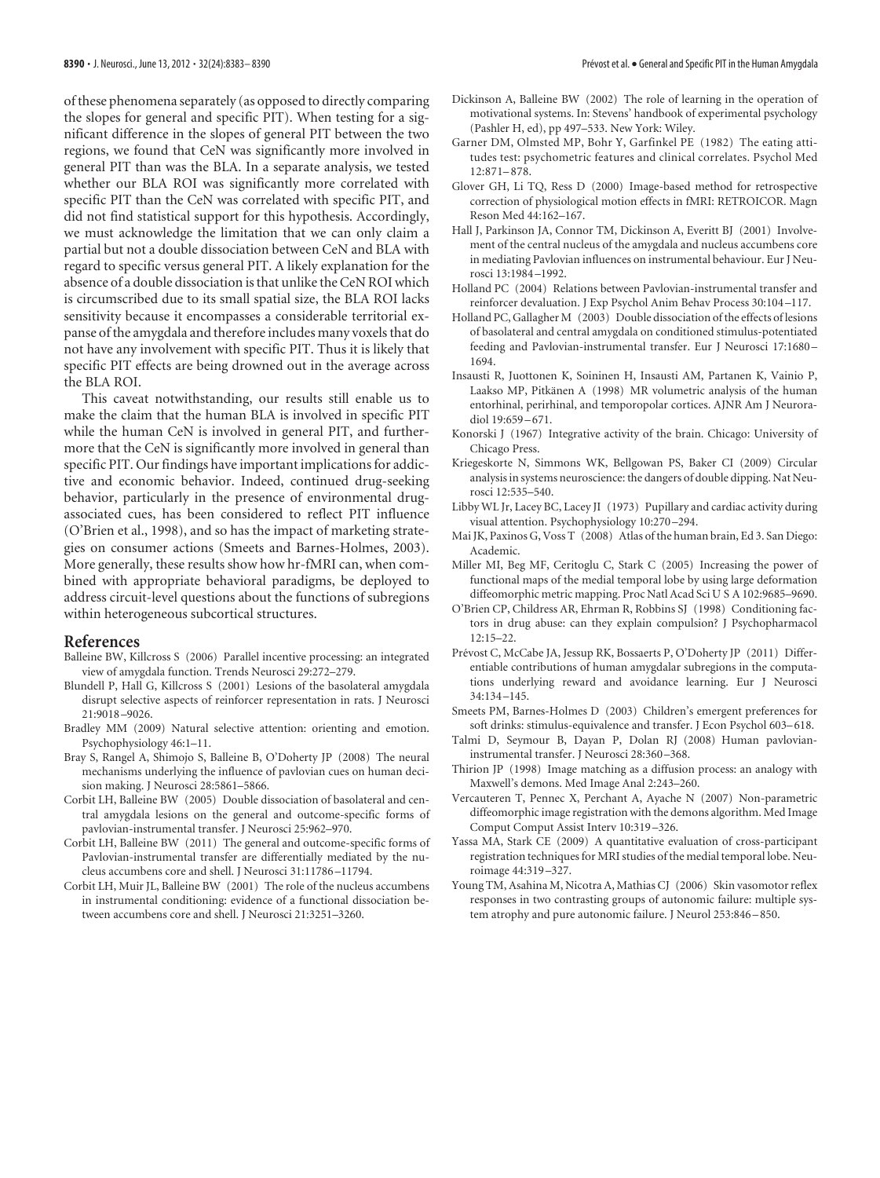of these phenomena separately (as opposed to directly comparing the slopes for general and specific PIT). When testing for a significant difference in the slopes of general PIT between the two regions, we found that CeN was significantly more involved in general PIT than was the BLA. In a separate analysis, we tested whether our BLA ROI was significantly more correlated with specific PIT than the CeN was correlated with specific PIT, and did not find statistical support for this hypothesis. Accordingly, we must acknowledge the limitation that we can only claim a partial but not a double dissociation between CeN and BLA with regard to specific versus general PIT. A likely explanation for the absence of a double dissociation is that unlike the CeN ROI which is circumscribed due to its small spatial size, the BLA ROI lacks sensitivity because it encompasses a considerable territorial expanse of the amygdala and therefore includes many voxels that do not have any involvement with specific PIT. Thus it is likely that specific PIT effects are being drowned out in the average across the BLA ROI.

This caveat notwithstanding, our results still enable us to make the claim that the human BLA is involved in specific PIT while the human CeN is involved in general PIT, and furthermore that the CeN is significantly more involved in general than specific PIT. Our findings have important implications for addictive and economic behavior. Indeed, continued drug-seeking behavior, particularly in the presence of environmental drug-associated cues, has been considered to reflect PIT influence (O'Brien et al., 1998), and so has the impact of marketing strategies on consumer actions (Smeets and Barnes-Holmes, 2003). More generally, these results show how hr-fMRI can, when combined with appropriate behavioral paradigms, be deployed to address circuit-level questions about the functions of subregions within heterogeneous subcortical structures.

## References

Balleine BW, Killcross S (2006) Parallel incentive processing: an integrated view of amygdala function. Trends Neurosci 29:272–279.

Blundell P, Hall G, Killcross S (2001) Lesions of the basolateral amygdala disrupt selective aspects of reinforcer representation in rats. J Neurosci 21:9018–9026.

Bradley MM (2009) Natural selective attention: orienting and emotion. Psychophysiology 46:1–11.

Bray S, Rangel A, Shimojo S, Balleine B, O'Doherty JP (2008) The neural mechanisms underlying the influence of pavlovian cues on human decision making. J Neurosci 28:5861–5866.

Corbit LH, Balleine BW (2005) Double dissociation of basolateral and central amygdala lesions on the general and outcome-specific forms of pavlovian-instrumental transfer. J Neurosci 25:962–970.

Corbit LH, Balleine BW (2011) The general and outcome-specific forms of Pavlovian-instrumental transfer are differentially mediated by the nucleus accumbens core and shell. J Neurosci 31:11786–11794.

Corbit LH, Muir JL, Balleine BW (2001) The role of the nucleus accumbens in instrumental conditioning: evidence of a functional dissociation between accumbens core and shell. J Neurosci 21:3251–3260.

Dickinson A, Balleine BW (2002) The role of learning in the operation of motivational systems. In: Stevens' handbook of experimental psychology (Pashler H, ed), pp 497–533. New York: Wiley.

Garner DM, Olmsted MP, Bohr Y, Garfinkel PE (1982) The eating attitudes test: psychometric features and clinical correlates. Psychol Med 12:871–878.

Glover GH, Li TQ, Ress D (2000) Image-based method for retrospective correction of physiological motion effects in fMRI: RETROICOR. Magn Reson Med 44:162–167.

Hall J, Parkinson JA, Connor TM, Dickinson A, Everitt BJ (2001) Involvement of the central nucleus of the amygdala and nucleus accumbens core in mediating Pavlovian influences on instrumental behaviour. Eur J Neurosci 13:1984–1992.

Holland PC (2004) Relations between Pavlovian-instrumental transfer and reinforcer devaluation. J Exp Psychol Anim Behav Process 30:104–117.

Holland PC, Gallagher M (2003) Double dissociation of the effects of lesions of basolateral and central amygdala on conditioned stimulus-potentiated feeding and Pavlovian-instrumental transfer. Eur J Neurosci 17:1680–1694.

Insausti R, Juottonen K, Soininen H, Insausti AM, Partanen K, Vainio P, Laakso MP, Pitkänen A (1998) MR volumetric analysis of the human entorhinal, perirhinal, and temporopolar cortices. AJNR Am J Neuroradiol 19:659–671.

Konorski J (1967) Integrative activity of the brain. Chicago: University of Chicago Press.

Kriegeskorte N, Simmons WK, Bellgowan PS, Baker CI (2009) Circular analysis in systems neuroscience: the dangers of double dipping. Nat Neurosci 12:535–540.

Libby WL Jr, Lacey BC, Lacey JI (1973) Pupillary and cardiac activity during visual attention. Psychophysiology 10:270–294.

Mai JK, Paxinos G, Voss T (2008) Atlas of the human brain, Ed 3. San Diego: Academic.

Miller MI, Beg MF, Ceritoglu C, Stark C (2005) Increasing the power of functional maps of the medial temporal lobe by using large deformation diffeomorphic metric mapping. Proc Natl Acad Sci U S A 102:9685–9690.

O'Brien CP, Childress AR, Ehrman R, Robbins SJ (1998) Conditioning factors in drug abuse: can they explain compulsion? J Psychopharmacol 12:15–22.

Prévost C, McCabe JA, Jessup RK, Bossaerts P, O'Doherty JP (2011) Differentiable contributions of human amygdalar subregions in the computations underlying reward and avoidance learning. Eur J Neurosci 34:134–145.

Smeets PM, Barnes-Holmes D (2003) Children's emergent preferences for soft drinks: stimulus-equivalence and transfer. J Econ Psychol 603–618.

Talmi D, Seymour B, Dayan P, Dolan RJ (2008) Human pavlovian-instrumental transfer. J Neurosci 28:360–368.

Thirion JP (1998) Image matching as a diffusion process: an analogy with Maxwell's demons. Med Image Anal 2:243–260.

Vercauteren T, Pennec X, Perchant A, Ayache N (2007) Non-parametric diffeomorphic image registration with the demons algorithm. Med Image Comput Comput Assist Interv 10:319–326.

Yassa MA, Stark CE (2009) A quantitative evaluation of cross-participant registration techniques for MRI studies of the medial temporal lobe. Neuroimage 44:319–327.

Young TM, Asahina M, Nicotra A, Mathias CJ (2006) Skin vasomotor reflex responses in two contrasting groups of autonomic failure: multiple system atrophy and pure autonomic failure. J Neurol 253:846–850.